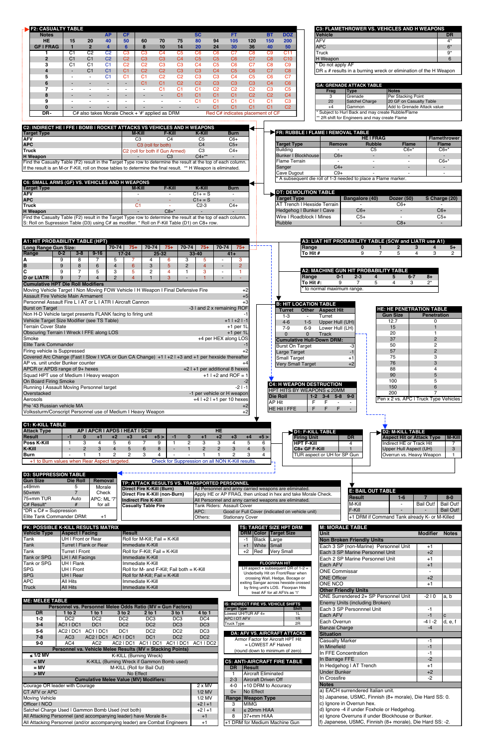## F2: CASUALTY TABLE

| Notes | | | AP | CF | | | | SC | | FT | | BT | DOZ |
|---|---|---|---|---|---|---|---|---|---|---|---|---|---|
| HE | 15 | 20 | 40 | 50 | 60 | 70 | 75 | 80 | 94 | 105 | 120 | 150 | 200 |
| GF I FRAG | 1 | 2 | 4 | 6 | 8 | 10 | 14 | 20 | 24 | 30 | 36 | 40 | 50 |
| 1 | C1 | C2 | C2 | C3 | C3 | C4 | C5 | C6 | C6 | C7 | C8 | C9 | C11 |
| 2 | C1 | C1 | C2 | C2 | C3 | C3 | C4 | C5 | C5 | C6 | C7 | C8 | C10 |
| 3 | C1 | C1 | C1 | C2 | C2 | C3 | C3 | C4 | C5 | C6 | C7 | C8 | C9 |
| 4 | - | C1 | C1 | C1 | C2 | C2 | C3 | C3 | C4 | C5 | C6 | C7 | C8 |
| 5 | - | - | C1 | C1 | C1 | C2 | C2 | C3 | C3 | C4 | C5 | C6 | C7 |
| 6 | - | - | - | - | C1 | C1 | C2 | C2 | C3 | C3 | C3 | C4 | C6 |
| 7 | - | - | - | - | - | C1 | C1 | C2 | C2 | C2 | C2 | C3 | C5 |
| 8 | - | - | - | - | - | - | C1 | C1 | C1 | C1 | C2 | C2 | C4 |
| 9 | - | - | - | - | - | - | - | C1 | C1 | C1 | C1 | C1 | C3 |
| 0 | - | - | - | - | - | - | - | - | C1 | C1 | C1 | C1 | C2 |
| DR- | C# also takes Morale Check + '#' applied as DRM | | | | | | | Red C# indicates placement of CF | | | | | |

## C3: FLAMETHROWER VS. VEHICLES AND H WEAPONS

| Vehicle | DR |
|---|---|
| AFV | 4* |
| APC | 6* |
| Truck | 9* |
| H Weapon | 6 |

\* Do not apply AF
DR ≤ # results in a burning wreck or elimination of the H Weapon

## GA: GRENADE ATTACK TABLE

| Frag | Type | Notes |
|---|---|---|
| 3 | Grenade | Per Stacking Point |
| 20 | Satchel Charge | 20 GF on Casualty Table |
| +4 | Gammon | Add to Grenade Attack value |

\* Subject to Hurl Back and may create Rubble/Flame
\*\* 2R shift for Engineers and may create Flame

## C2: INDIRECT HE I FFE I BOMB I ROCKET ATTACKS VS VEHICLES AND H WEAPONS

| Target Type | M-Kill | F-Kill | K-Kill | Burn |
|---|---|---|---|---|
| AFV | C3 | C4 | C5 | C6+ |
| APC | C3 (roll for both) | | C4 | C5+ |
| Truck | C2 (roll for both if Gun Armed) | | C3 | C4+ |
| H Weapon | - | C3 | C4+** | - |

Find the Casualty Table (F2) result in the Target Type row to determine the result at the top of each column.
If the result is an M-or F-Kill, roll on those tables to determine the final result. ** H Weapon is eliminated.

## FR: RUBBLE I FLAME I REMOVAL TABLE

| | | HE I FRAG | | Flamethrower |
|---|---|---|---|---|
| Target Type | Remove | Rubble | Flame | Flame |
| Building | - | C5 | C6+* | C6+* |
| Bunker I Blockhouse | C6+ | - | - | - |
| Flame Terrain | - | - | - | C6+* |
| Sanger | C4+ | - | - | - |
| Cave Dugout | C9+ | - | - | - |

\* A subsequent die roll of 1-3 needed to place a Flame marker.

## C6: SMALL ARMS (GF) VS. VEHICLES AND H WEAPONS

| Target Type | M-Kill | F-Kill | K-Kill | Burn |
|---|---|---|---|---|
| AFV | - | - | C1+ = S | - |
| APC | - | - | C1+ = S | - |
| Truck | C1 | - | C2-3 | C4+ |
| H Weapon | - | C8+* | - | - |

Find the Casualty Table (F2) result in the Target Type row to determine the result at the top of each column.
S: Roll on Supression Table (D3) using C# as modifier. * Roll on F-Kill Table (D1) on C8+ roll.

## DT: DEMOLITION TABLE

| Target Type | Bangalore (40) | Dozer (50) | S Charge (20) |
|---|---|---|---|
| AT Trench I Hexside Terrain | - | C6+ | - |
| Hedgehog I Bunker I Cave | C6+ | - | C6+ |
| Wire I Roadblock I Mines | C5+ | - | C5+ |
| Rubble | - | C8+ | - |

## A1: HIT PROBABILITY TABLE (HPT)

| Long Range Gun Size: | | | | 70-74 | 75+ | 70-74 | 75+ | 70-74 | 75+ | 70-74 | 75+ |
|---|---|---|---|---|---|---|---|---|---|---|---|
| Range | 0-2 | 3-8 | 9-16 | 17-24 | | 25-32 | | 33-40 | | 41+ | |
| A | 9 | 8 | 7 | 5 | 7 | 4 | 6 | 3 | 5 | - | 3 |
| B | 9 | 8 | 6 | 4 | 6 | 3 | 5 | 2 | 4 | - | 2 |
| C | 9 | 7 | 5 | 3 | 5 | 2 | 4 | 1 | 3 | - | 1 |
| D or LIATR | 9 | 7 | 4 | 2 | 4 | 1 | 3 | - | 1 | - | - |

**Cumulative HPT Die Roll Modifiers**

| Modifier | DRM |
|---|---|
| Moving Vehicle Target I Non Moving FOW Vehicle I H Weapon I Final Defensive Fire | +2 |
| Assault Fire Vehicle Main Armament | +5 |
| Personnel Assault Fire L I AT or L I ATR I Aircraft Cannon | +3 |
| Burst on Target | -3 I and 2 x remaining ROF |
| Non H-D Vehicle target presents FLANK facing to firing unit | -1 |
| Vehicle Target Size Modifier (see TS Table) | +1 I +2 I -1 |
| Terrain Cover State | +1 per 1L |
| Obscuring Terrain I Wreck I FFE along LOS | +1 per 1L |
| Smoke | +4 per HEX along LOS |
| Elite Tank Commander | -1 |
| Firing vehicle is Suppressed | +2 |
| Covered Arc Change (Fast I Slow I VCA or Gun CA Change) | +1 I +2 I +3 and +1 per hexside thereafter |
| AP vs. unit under Bunker counter | +4 |
| APCR or APDS range of 9+ hexes | +2 I +1 per additional 8 hexes |
| Squad HPT use of Medium I Heavy weapon | +1 I +2 and ROF = 1 |
| On Board Firing Smoke | -2 |
| Running I Assault Moving Personnel target | -2 I -1 |
| Overstacked | -1 per vehicle or H weapon |
| Aerosols | +4 I +2 I +1 per 10 hexes |
| Pre '43 Russian vehicle MA | +2 |
| Volkssturm/Conscript Personnel use of Medium I Heavy Weapon | +2 |

## A3: LIAT HIT PROBABILITY TABLE (SCW and LIATR use A1)

| Range | 0 | 1 | 2 | 3 | 4 | 5+ |
|---|---|---|---|---|---|---|
| To Hit # | 9 | 7 | 5 | 4 | 3 | 2 |

## A2: MACHINE GUN HIT PROBABILITY TABLE

| Range | 0-1 | 2-3 | 4 | 5 | 6-7 | 8+ |
|---|---|---|---|---|---|---|
| To Hit #: | 9 | 7 | 5 | 4 | 3 | 2* |

\* to normal maximum range.

## B: HIT LOCATION TABLE

| Turret | Other | Aspect Hit |
|---|---|---|
| 1-3 | - | Turret |
| 4-6 | 1-5 | Upper Hull (UH) |
| 7-9 | 6-9 | Lower Hull (LH) |
| 0 | 0 | Track |

| Cumulative Hull-Down DRM: | |
|---|---|
| Burst On Target | -3 |
| Large Target | -1 |
| Small Target | +1 |
| Very Small Target | +2 |

## HE: HE PENETRATION TABLE

| Gun Size | Penetration |
|---|---|
| 12.7 | 0 |
| 15 | 1 |
| 20 | 1 |
| 37 | 2 |
| 50 | 2 |
| 57 | 2 |
| 75 | 3 |
| 76 | 3 |
| 88 | 4 |
| 90 | 5 |
| 100 | 5 |
| 150 | 6 |
| 200 | 7 |

Pen x 2 vs. APC I Truck Type Vehicles

## C4: H WEAPON DESTRUCTION

HPT HITS BY WEAPONS ≤ 20MM

| Die Roll | 1-2 | 3-4 | 5-8 | 9-0 |
|---|---|---|---|---|
| AP Hit | F | F | - | - |
| HE Hit I FFE | F | F | F | - |

## C1: K-KILL TABLE

| Attack Type | AP I APCR I APDS I HEAT I SCW | | | | | | | HE | | | | | | |
|---|---|---|---|---|---|---|---|---|---|---|---|---|---|---|
| Result | -1 | 0 | +1 | +2 | +3 | +4 | +5 > | -1 | 0 | +1 | +2 | +3 | +4 | +5 > |
| Poss K-Kill | 1 | 3 | 4 | 5 | 6 | 7 | 9 | 1 | 2 | 3 | 3 | 4 | 5 | 6 |
| K-Kill | - | 2 | 3 | 4 | 5 | 6 | 8 | - | 1 | 2 | 2 | 3 | 4 | 5 |
| Burn | - | 1 | 1 | 2 | 2 | 3 | 4 | - | - | 1 | 1 | 2 | 3 | 4 |

+1 to Burn values when Rear Aspect targeted. Check for Suppression on all NON K-Kill results.

## D1: F-KILL TABLE

| Firing Unit | DR |
|---|---|
| HPT F-Kill | 4 |
| C8+ GF F-Kill | 1 |
| TUR aspect or UH for SP Gun | |

## D2: M-KILL TABLE

| Aspect Hit or Attack Type | M-Kill |
|---|---|
| Indirect HE or Track Hit | 7 |
| Upper Hull Aspect (UH) | 3 |
| Overrun vs. Heavy Weapon | 1 |

## D3: SUPPRESSION TABLE

| Gun Size | Die Roll | Removal |
|---|---|---|
| ≤49mm | 5 | Morale |
| 50+mm | 7 | Check |
| 75+mm TUR | Auto | APC: ML '7' |
| C# Result* | # | for all |

\*DR ≤ C# = Suppression
Elite Tank Commander DRM: +1

## TP: ATTACK RESULTS VS. TRANSPORTED PERSONNEL

| | |
|---|---|
| Direct Fire K-Kill (Burn) | All Personnel and any carried weapons are eliminated. |
| Direct Fire K-Kill (non-Burn) | Apply HE or AP FRAG, then unload in hex and take Morale Check. |
| Indirect Fire K-Kill | All Personnel and any carried weapons are eliminated. |
| Casualty Table Fire | Tank Riders: Assault Cover |
| | APC: Good or Full Cover (indicated on vehicle unit) |
| | Others: Stationary Cover |

## E: BAIL OUT TABLE

| Result | 1-6 | 7 | 8-0 |
|---|---|---|---|
| M-Kill | - | Bail Out! | Bail Out! |
| F-Kill | - | - | Bail Out! |

+1 DRM if Command Tank already K- or M-Killed

## PK: POSSIBLE K-KILL RESULTS MATRIX

| Vehicle Type | Aspect I Facing | Result |
|---|---|---|
| Tank | UH I Front or Rear | Roll for M-Kill; Fail = K-Kill |
| Tank | Turret I Flank or Rear | Immediate K-Kill |
| Tank | Turret I Front | Roll for F-Kill; Fail = K-Kill |
| Tank or SPG | LH I All Facings | Immediate K-Kill |
| Tank or SPG | UH I Flank | Immediate K-Kill |
| SPG | UH I Front | Roll for M- and F-Kill; Fail both = K-Kill |
| SPG | UH I Rear | Roll for M-Kill; Fail = K-Kill |
| APC | All Hits | Immediate K-Kill |
| Truck | All Hits | Immediate K-Kill |

## TS: TARGET SIZE HPT DRM

| DRM | Color | Target Size |
|---|---|---|
| -1 | Black | Large |
| +1 | White | Small |
| +2 | Red | Very Small |

## FLOORPAN HIT

LH aspect + subsequent DR of 1-2 = Underbelly Hit on Front/Rear when crossing Wall, Hedge, Bocage or exiting Sangar across hexside crossed by firing unit's LOS. Floorpan Hits treat AF for all AFVs as '1'

## M: MORALE TABLE

| Unit | Modifier | Notes |
|---|---|---|
| **Non Broken Friendly Units** | | |
| Each 3 SP (non-Marine) Personnel Unit | +1 | |
| Each 3 SP Marine Personnel Unit | +2 | |
| Each 2 SP Marine Personnel Unit | +1 | |
| Each AFV | +1 | |
| ONE Commissar | - | |
| ONE Officer | +2 | |
| ONE NCO | +1 | |
| **Other Friendly Units** | | |
| ONE Surrendered 2+ SP Personnel Unit | -2 I 0 | a, b |
| Enemy Units (including Broken) | | |
| Each 3 SP Personnel Unit | -1 | |
| Each AFV | -1 | c |
| Each Overrun | -4 I -2 | d, e, f |
| Banzai Charge | -4 | |
| **Situation** | | |
| Casualty Marker | -1 | |
| In Minefield | -1 | |
| In FFE Concentration | -1 | |
| In Barrage FFE | -2 | |
| In Hedgehog I AT Trench | +1 | |
| Under Bunker | +2 | |
| In Crossfire | -2 | |

**Notes**
a) EACH surrendered Italian unit.
b) Japanese, USMC, Finnish (8+ morale), Die Hard SS: 0.
c) Ignore in Overrun hex.
d) Ignore -4 if under Foxhole or Hedgehog.
e) Ignore Overruns if under Blockhouse or Bunker.
f) Japanese, USMC, Finnish (8+ morale), Die Hard SS: -2.

## ME: MELEE TABLE

| | Personnel vs. Personnel Melee Odds Ratio (MV = Gun Factors) | | | | | |
|---|---|---|---|---|---|---|
| DR | 1 to 2 | 1 to 1 | 3 to 2 | 2 to 1 | 3 to 1 | 4 to 1 |
| 1-2 | DC2 | DC2 | DC2 | DC3 | DC3 | DC4 |
| 3-4 | AC1 I DC1 | DC1 | DC2 | DC2 | DC3 | DC3 |
| 5-6 | AC2 I DC1 | AC1 I DC1 | DC1 | DC2 | DC2 | DC3 |
| 7-8 | AC3 | AC2 I DC1 | AC1 I DC1 | DC1 | DC2 | DC2 |
| 9-0 | AC4 | AC2 | AC2 I DC1 | AC1 I DC1 | AC1 I DC1 | AC1 I DC2 |

**Personnel vs. Vehicle Melee Results (MV = Stacking Points)**

| | |
|---|---|
| ≤ 1/2 MV | K-Kill (Burning Wreck) |
| < MV | K-Kill (Burning Wreck if Gammon Bomb used) |
| = MV | M-Kill (Roll for Bail Out) |
| > MV | No Effect |

**Cumulative Melee Value (MV) Modifiers:**

| | |
|---|---|
| Courage OR leader with Courage | 2 x MV |
| CT AFV or APC | 1/2 MV |
| Moving Vehicle | 1/2 MV |
| Officer I NCO | +2 I +1 |
| Satchel Charge Used I Gammon Bomb Used (not both) | +2 I +1 |
| All Attacking Personnel (and/or accompanying leader) have Morale 8+ | +1 |
| All Attacking Personnel (and/or accompanying leader) are Combat Engineers | +1 |

## IS: INDIRECT FIRE VS. VEHICLE SHIFTS

| Target Type | Shift |
|---|---|
| Lowest UH/TUR AF 4+ | 1L |
| APC I OT AFV | 1R |
| Truck Type | 2R |

## DA: AFV VS. AIRCRAFT ATTACKS

Armor Factor for Aircraft HPT Hit = LOWEST AF Halved (round down to minimum of zero)

## C5: ANTI-AIRCRAFT FIRE TABLE

| DR | Result |
|---|---|
| 1 | Aircraft Eliminated |
| 2-3 | Aircraft Driven Off |
| 4-0 | +10 DRM to Accuracy |
| 0+ | No Effect |
| **Range** | **Weapon Type** |
| 3 | MMG |
| 4 | ≤ 20mm HIAA |
| 8 | 37+mm HIAA |

+1 DRM for Medium Machine Gun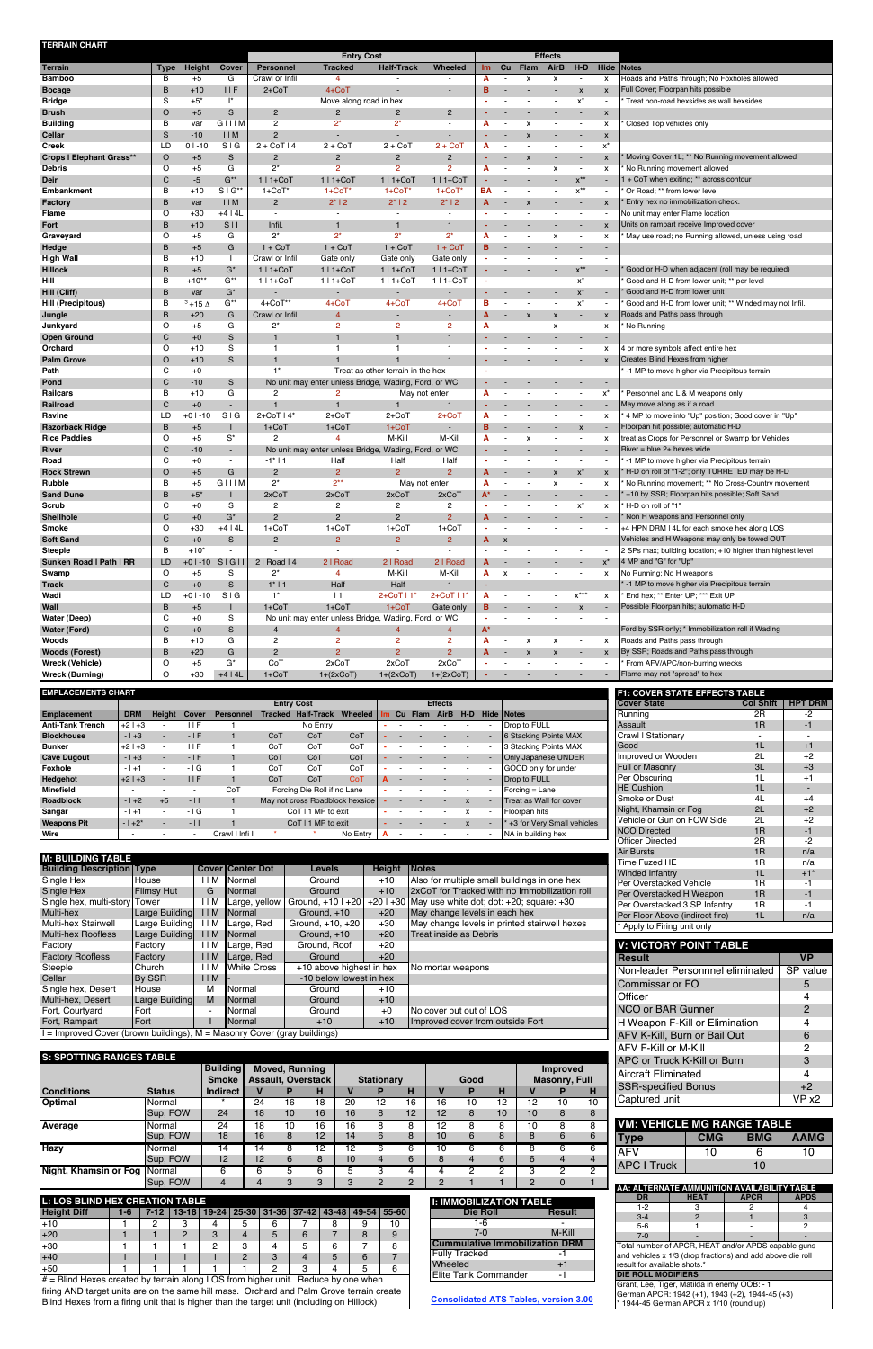## TERRAIN CHART

| Terrain | Type | Height | Cover | Entry Cost: Personnel | Tracked | Half-Track | Wheeled | Effects: Im | Cu | Flam | AirB | H-D | Hide | Notes |
|---|---|---|---|---|---|---|---|---|---|---|---|---|---|---|
| Bamboo | B | +5 | G | Crawl or Infil. | 4 | - | - | A | - | x | x | - | x | Roads and Paths through; No Foxholes allowed |
| Bocage | B | +10 | I F | 2+CoT | 4+CoT | - | - | B | - | - | - | x | x | Full Cover; Floorpan hits possible |
| Bridge | S | +5* | I* | | Move along road in hex | | | - | - | - | - | x* | - | * Treat non-road hexsides as wall hexsides |
| Brush | O | +5 | S | 2 | 2 | 2 | 2 | - | - | - | - | - | x | |
| Building | B | var | G I I I M | 2 | 2* | 2* | - | A | - | x | - | - | x | * Closed Top vehicles only |
| Cellar | S | -10 | I I M | 2 | - | - | - | - | - | x | - | - | x | |
| Creek | LD | 0 I -10 | S I G | 2 + CoT I 4 | 2 + CoT | 2 + CoT | 2 + CoT | A | - | - | - | - | x* | |
| Crops I Elephant Grass** | O | +5 | S | 2 | 2 | 2 | 2 | - | - | x | - | - | x | * Moving Cover 1L; ** No Running movement allowed |
| Debris | O | +5 | G | 2* | 2 | 2 | 2 | A | - | - | x | - | x | * No Running movement allowed |
| Deir | C | -5 | G** | 1 I 1+CoT | 1 I 1+CoT | 1 I 1+CoT | 1 I 1+CoT | A | - | - | - | x** | - | 1 + CoT when exiting; ** across contour |
| Embankment | B | +10 | S I G** | 1+CoT* | 1+CoT* | 1+CoT* | 1+CoT* | BA | - | - | - | x** | - | * Or Road; ** from lower level |
| Factory | B | var | I I M | 2 | 2* I 2 | 2* I 2 | 2* I 2 | A | - | x | - | - | x | * Entry hex no immobilization check. |
| Flame | O | +30 | +4 I 4L | - | - | - | - | - | - | - | - | - | - | No unit may enter Flame location |
| Fort | B | +10 | S I I | Infil. | 1 | 1 | 1 | - | - | - | - | - | x | Units on rampart receive Improved cover |
| Graveyard | O | +5 | G | 2* | 2* | 2* | 2* | A | - | - | x | - | x | * May use road; no Running allowed, unless using road |
| Hedge | B | +5 | G | 1 + CoT | 1 + CoT | 1 + CoT | 1 + CoT | B | - | - | - | - | - | |
| High Wall | B | +10 | I | Crawl or Infil. | Gate only | Gate only | Gate only | - | - | - | - | - | - | |
| Hillock | B | +5 | G* | 1 I 1+CoT | 1 I 1+CoT | 1 I 1+CoT | 1 I 1+CoT | - | - | - | - | x** | - | * Good or H-D when adjacent (roll may be required) |
| Hill | B | +10** | G** | 1 I 1+CoT | 1 I 1+CoT | 1 I 1+CoT | 1 I 1+CoT | - | - | - | - | x* | - | * Good and H-D from lower unit; ** per level |
| Hill (Cliff) | B | var | G* | - | - | - | - | - | - | - | - | x* | - | * Good and H-D from lower unit |
| Hill (Precipitous) | B | 5 +15 Δ | G** | 4+CoT** | 4+CoT | 4+CoT | 4+CoT | B | - | - | - | x* | - | * Good and H-D from lower unit; ** Winded may not Infil. |
| Jungle | B | +20 | G | Crawl or Infil. | 4 | - | - | A | - | x | x | - | x | Roads and Paths pass through |
| Junkyard | O | +5 | G | 2* | 2 | 2 | 2 | A | - | - | x | - | x | * No Running |
| Open Ground | C | +0 | S | 1 | 1 | 1 | 1 | - | - | - | - | - | - | |
| Orchard | O | +10 | S | 1 | 1 | 1 | 1 | - | - | - | - | - | x | 4 or more symbols affect entire hex |
| Palm Grove | O | +10 | S | 1 | 1 | 1 | 1 | - | - | - | - | - | x | Creates Blind Hexes from higher |
| Path | C | +0 | - | -1* | | Treat as other terrain in the hex | | - | - | - | - | - | - | * -1 MP to move higher via Precipitous terrain |
| Pond | C | -10 | S | | No unit may enter unless Bridge, Wading, Ford, or WC | | | - | - | - | - | - | - | |
| Railcars | B | +10 | G | 2 | 2 | May not enter | | A | - | - | - | - | x* | * Personnel and L & M weapons only |
| Railroad | C | +0 | - | 1 | 1 | 1 | 1 | - | - | - | - | - | - | May move along as if a road |
| Ravine | LD | +0 I -10 | S I G | 2+CoT I 4* | 2+CoT | 2+CoT | 2+CoT | A | - | - | - | - | x | * 4 MP to move into "Up" position; Good cover in "Up" |
| Razorback Ridge | B | +5 | I | 1+CoT | 1+CoT | 1+CoT | 1+CoT | B | - | - | - | x | - | Floorpan hit possible; automatic H-D |
| Rice Paddies | O | +5 | S* | 2 | 4 | M-Kill | M-Kill | A | - | x | - | - | x | treat as Crops for Personnel or Swamp for Vehicles |
| River | C | -10 | - | | No unit may enter unless Bridge, Wading, Ford, or WC | | | - | - | - | - | - | - | River = blue 2+ hexes wide |
| Road | C | +0 | - | -1* I 1 | Half | Half | Half | - | - | - | - | - | - | * -1 MP to move higher via Precipitous terrain |
| Rock Strewn | O | +5 | G | 2 | 2 | 2 | 2 | A | - | - | x | x* | x | * H-D on roll of "1-2"; only TURRETED may be H-D |
| Rubble | B | +5 | G I I I M | 2* | 2** | May not enter | | A | - | - | x | - | x | * No Running movement; ** No Cross-Country movement |
| Sand Dune | B | +5* | I | 2xCoT | 2xCoT | 2xCoT | 2xCoT | A* | - | - | - | - | x | * +10 by SSR; Floorpan hits possible; Soft Sand |
| Scrub | C | +0 | S | 2 | 2 | 2 | 2 | - | - | - | - | x* | x | * H-D on roll of "1" |
| Shellhole | C | +0 | G* | 2 | 2 | 2 | 2 | A | - | - | - | - | - | * Non H weapons and Personnel only |
| Smoke | O | +30 | +4 I 4L | 1+CoT | 1+CoT | 1+CoT | 1+CoT | - | - | - | - | - | - | +4 HPN DRM I 4L for each smoke hex along LOS |
| Soft Sand | C | +0 | S | 2 | 2 | 2 | 2 | A | x | - | - | - | - | Vehicles and H Weapons may only be towed OUT |
| Steeple | B | +10* | - | - | - | - | - | - | - | - | - | - | - | 2 SPs max; building location; +10 higher than highest level |
| Sunken Road I Path I RR | LD | +0 I -10 | S I G I I | 2 I Road I 4 | 2 I Road | 2 I Road | 2 I Road | A | - | - | - | - | x* | 4 MP and "G" for "Up" |
| Swamp | O | +5 | S | 2* | 4 | M-Kill | M-Kill | A | x | - | - | - | x | No Running; No H weapons |
| Track | C | +0 | - | -1* I 1 | Half | Half | 1 | - | - | - | - | - | - | * -1 MP to move higher via Precipitous terrain |
| Wadi | LD | +0 I -10 | S I G | 1* | I 1 | 2+CoT I 1* | 2+CoT I 1* | A | - | - | - | x*** | x | * End hex; ** Enter UP; *** Exit UP |
| Wall | B | +5 | I | 1+CoT | 1+CoT | 1+CoT | Gate only | B | - | - | - | x | - | Possible Floorpan hits; automatic H-D |
| Water (Deep) | C | +0 | S | | No unit may enter unless Bridge, Wading, Ford, or WC | | | - | - | - | - | - | - | |
| Water (Ford) | C | +0 | S | 4 | 4 | 4 | 4 | A* | - | - | - | - | - | Ford by SSR only; * Immobilization roll if Wading |
| Woods | B | +10 | G | 2 | 2 | 2 | 2 | A | - | x | x | - | x | Roads and Paths pass through |
| Woods (Forest) | B | +20 | G | 2 | 2 | 2 | 2 | A | - | x | x | - | x | By SSR; Roads and Paths pass through |
| Wreck (Vehicle) | O | +5 | G* | CoT | 2xCoT | 2xCoT | 2xCoT | - | - | - | - | - | - | * From AFV/APC/non-burning wrecks |
| Wreck (Burning) | O | +30 | +4 I 4L | 1+CoT | 1+(2xCoT) | 1+(2xCoT) | 1+(2xCoT) | - | - | - | - | - | - | Flame may not "spread" to hex |

## EMPLACEMENTS CHART

| Emplacement | DRM | Height | Cover | Entry Cost: Personnel | Tracked | Half-Track | Wheeled | Effects: Im | Cu | Flam | AirB | H-D | Hide | Notes |
|---|---|---|---|---|---|---|---|---|---|---|---|---|---|---|
| Anti-Tank Trench | +2 I +3 | - | I I F | 1 | | No Entry | | - | - | - | - | - | - | Drop to FULL |
| Blockhouse | - I +3 | - | I I F | 1 | CoT | CoT | CoT | - | - | - | - | - | - | 6 Stacking Points MAX |
| Bunker | +2 I +3 | - | I I F | 1 | CoT | CoT | CoT | - | - | - | - | - | - | 3 Stacking Points MAX |
| Cave Dugout | - I +3 | - | - I F | 1 | CoT | CoT | CoT | - | - | - | - | - | - | Only Japanese UNDER |
| Foxhole | - I +1 | - | - I G | 1 | CoT | CoT | CoT | - | - | - | - | - | - | GOOD only for under |
| Hedgehog | +2 I +3 | - | I I F | 1 | CoT | CoT | CoT | A | - | - | - | - | - | Drop to FULL |
| Minefield | - | - | - | CoT | | Forcing Die Roll if no Lane | | - | - | - | - | - | - | Forcing = Lane |
| Roadblock | - I +2 | +5 | - I I | 1 | | May not cross Roadblock hexside | | - | - | - | - | x | - | Treat as Wall for cover |
| Sangar | - I +1 | - | - I G | 1 | | CoT I 1 MP to exit | | - | - | - | - | x | - | Floorpan hits |
| Weapons Pit | - I +2* | - | - I I | 1 | | CoT I 1 MP to exit | | - | - | - | - | x | - | * +3 for Very Small vehicles |
| Wire | - | - | - | Crawl I Infil I | * | * | No Entry | A | - | - | - | - | - | NA in building hex |

## F1: COVER STATE EFFECTS TABLE

| Cover State | Col Shift | HPT DRM |
|---|---|---|
| Running | 2R | -2 |
| Assault | 1R | -1 |
| Crawl I Stationary | - | - |
| Good | 1L | +1 |
| Improved or Wooden | 2L | +2 |
| Full or Masonry | 3L | +3 |
| Per Obscuring | 1L | +1 |
| HE Cushion | 1L | - |
| Smoke or Dust | 4L | +4 |
| Night, Khamsin or Fog | 2L | +2 |
| Vehicle or Gun on FOW Side | 2L | +2 |
| NCO Directed | 1R | -1 |
| Officer Directed | 2R | -2 |
| Air Bursts | 1R | n/a |
| Time Fuzed HE | 1R | n/a |
| Winded Infantry | 1L | +1* |
| Per Overstacked Vehicle | 1R | -1 |
| Per Overstacked H Weapon | 1R | -1 |
| Per Overstacked 3 SP Infantry | 1R | -1 |
| Per Floor Above (indirect fire) | 1L | n/a |

* Apply to Firing unit only

## M: BUILDING TABLE

| Building Description | Type | Cover | Center Dot | Levels | Height | Notes |
|---|---|---|---|---|---|---|
| Single Hex | House | I I M | Normal | Ground | +10 | Also for multiple small buildings in one hex |
| Single Hex | Flimsy Hut | G | Normal | Ground | +10 | 2xCoT for Tracked with no Immobilization roll |
| Single hex, multi-story | Tower | I I M | Large, yellow | Ground, +10 I +20 | +20 I +30 | May use white dot; red dot: +20; square: +30 |
| Multi-hex | Large Building | I I M | Normal | Ground, +10 | +20 | May change levels in each hex |
| Multi-hex Stairwell | Large Building | I I M | Large, Red | Ground, +10, +20 | +30 | May change levels in printed stairwell hexes |
| Multi-hex Roofless | Large Building | I I M | Normal | Ground, +10 | +20 | Treat inside as Debris |
| Factory | Factory | I I M | Large, Red | Ground, Roof | +20 | |
| Factory Roofless | Factory | I I M | Large, Red | Ground | +20 | |
| Steeple | Church | I I M | White Cross | +10 above highest in hex | | No mortar weapons |
| Cellar | By SSR | I I M | - | -10 below lowest in hex | | |
| Single hex, Desert | House | M | Normal | Ground | +10 | |
| Multi-hex, Desert | Large Building | M | Normal | Ground | +10 | |
| Fort, Courtyard | Fort | - | Normal | Ground | +0 | No cover but out of LOS |
| Fort, Rampart | Fort | I | Normal | +10 | +10 | Improved cover from outside Fort |

I = Improved Cover (brown buildings), M = Masonry Cover (gray buildings)

## V: VICTORY POINT TABLE

| Result | VP |
|---|---|
| Non-leader Personnel eliminated | SP value |
| Commissar or FO | 5 |
| Officer | 4 |
| NCO or BAR Gunner | 2 |
| H Weapon F-Kill or Elimination | 4 |
| AFV K-Kill, Burn or Bail Out | 6 |
| AFV F-Kill or M-Kill | 2 |
| APC or Truck K-Kill or Burn | 3 |
| Aircraft Eliminated | 4 |
| SSR-specified Bonus | +2 |
| Captured unit | VP x2 |

## S: SPOTTING RANGES TABLE

| Conditions | Status | Building Smoke Indirect | Moved, Running Assault, Overstack: V | P | H | Stationary: V | P | H | Good: V | P | H | Improved Masonry, Full: V | P | H |
|---|---|---|---|---|---|---|---|---|---|---|---|---|---|---|
| Optimal | Normal | * | 24 | 16 | 18 | 20 | 12 | 16 | 16 | 10 | 12 | 12 | 10 | 10 |
| | Sup, FOW | 24 | 18 | 10 | 16 | 16 | 8 | 12 | 12 | 8 | 10 | 10 | 8 | 8 |
| Average | Normal | 24 | 18 | 10 | 16 | 16 | 8 | 12 | 12 | 8 | 10 | 10 | 8 | 8 |
| | Sup, FOW | 18 | 16 | 8 | 12 | 14 | 6 | 8 | 10 | 6 | 8 | 8 | 6 | 6 |
| Hazy | Normal | 14 | 14 | 8 | 12 | 12 | 6 | 8 | 10 | 6 | 8 | 8 | 6 | 6 |
| | Sup, FOW | 12 | 12 | 6 | 8 | 10 | 4 | 6 | 8 | 4 | 6 | 6 | 4 | 4 |
| Night, Khamsin or Fog | Normal | 6 | 6 | 5 | 6 | 5 | 4 | 4 | 4 | 2 | 2 | 3 | 2 | 2 |
| | Sup, FOW | 4 | 4 | 3 | 5 | 3 | 3 | 2 | 2 | 1 | 1 | 2 | 0 | 1 |

## VM: VEHICLE MG RANGE TABLE

| Type | CMG | BMG | AAMG |
|---|---|---|---|
| AFV | 10 | 6 | 10 |
| APC I Truck | | 10 | |

## AA: ALTERNATE AMMUNITION AVAILABILITY TABLE

| DR | HEAT | APCR | APDS |
|---|---|---|---|
| 1-2 | 3 | 2 | 4 |
| 3-4 | 2 | 1 | 3 |
| 5-6 | 1 | - | 2 |
| 7-0 | - | - | - |

Total number of APCR, HEAT and/or APDS capable guns and vehicles x 1/3 (drop fractions) and add above die roll result for available shots.*

**DIE ROLL MODIFIERS**

Grant, Lee, Tiger, Matilda in enemy OOB: - 1
German APCR: 1942 (+1), 1943 (+2), 1944-45 (+3)
* 1944-45 German APCR x 1/10 (round up)

## L: LOS BLIND HEX CREATION TABLE

| Height Diff | 1-6 | 7-12 | 13-18 | 19-24 | 25-30 | 31-36 | 37-42 | 43-48 | 49-54 | 55-60 |
|---|---|---|---|---|---|---|---|---|---|---|
| +10 | 1 | 2 | 3 | 4 | 5 | 6 | 7 | 8 | 9 | 10 |
| +20 | 1 | 1 | 2 | 3 | 4 | 5 | 6 | 7 | 8 | 9 |
| +30 | 1 | 1 | 1 | 2 | 3 | 4 | 5 | 6 | 7 | 8 |
| +40 | 1 | 1 | 1 | 1 | 2 | 3 | 4 | 5 | 6 | 7 |
| +50 | 1 | 1 | 1 | 1 | 2 | 3 | 3 | 4 | 5 | 6 |

# = Blind Hexes created by terrain along LOS from higher unit. Reduce by one when firing AND target units are on the same hill mass. Orchard and Palm Grove terrain create Blind Hexes from a firing unit that is higher than the target unit (including on Hillock)

## I: IMMOBILIZATION TABLE

| Die Roll | Result |
|---|---|
| 1-6 | - |
| 7-0 | M-Kill |
| **Cummulative Immobilization DRM** | |
| Fully Tracked | -1 |
| Wheeled | +1 |
| Elite Tank Commander | -1 |

Consolidated ATS Tables, version 3.00